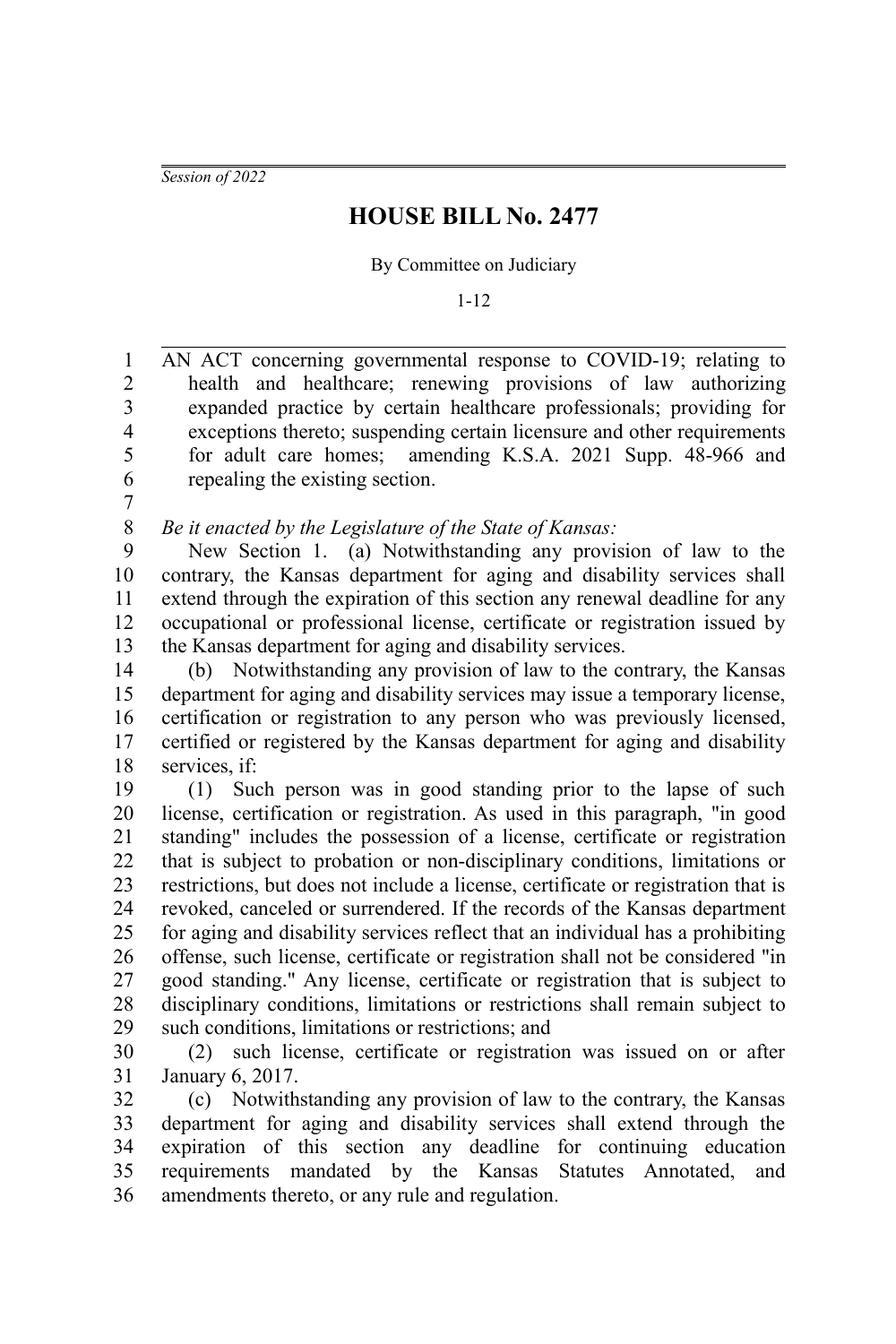*Session of 2022*

# HOUSE BILL No. 2477

By Committee on Judiciary

1-12

AN ACT concerning governmental response to COVID-19; relating to health and healthcare; renewing provisions of law authorizing expanded practice by certain healthcare professionals; providing for exceptions thereto; suspending certain licensure and other requirements for adult care homes; amending K.S.A. 2021 Supp. 48-966 and repealing the existing section.

*Be it enacted by the Legislature of the State of Kansas:*

New Section 1. (a) Notwithstanding any provision of law to the contrary, the Kansas department for aging and disability services shall extend through the expiration of this section any renewal deadline for any occupational or professional license, certificate or registration issued by the Kansas department for aging and disability services.

(b) Notwithstanding any provision of law to the contrary, the Kansas department for aging and disability services may issue a temporary license, certification or registration to any person who was previously licensed, certified or registered by the Kansas department for aging and disability services, if:

(1) Such person was in good standing prior to the lapse of such license, certification or registration. As used in this paragraph, "in good standing" includes the possession of a license, certificate or registration that is subject to probation or non-disciplinary conditions, limitations or restrictions, but does not include a license, certificate or registration that is revoked, canceled or surrendered. If the records of the Kansas department for aging and disability services reflect that an individual has a prohibiting offense, such license, certificate or registration shall not be considered "in good standing." Any license, certificate or registration that is subject to disciplinary conditions, limitations or restrictions shall remain subject to such conditions, limitations or restrictions; and

(2) such license, certificate or registration was issued on or after January 6, 2017.

(c) Notwithstanding any provision of law to the contrary, the Kansas department for aging and disability services shall extend through the expiration of this section any deadline for continuing education requirements mandated by the Kansas Statutes Annotated, and amendments thereto, or any rule and regulation.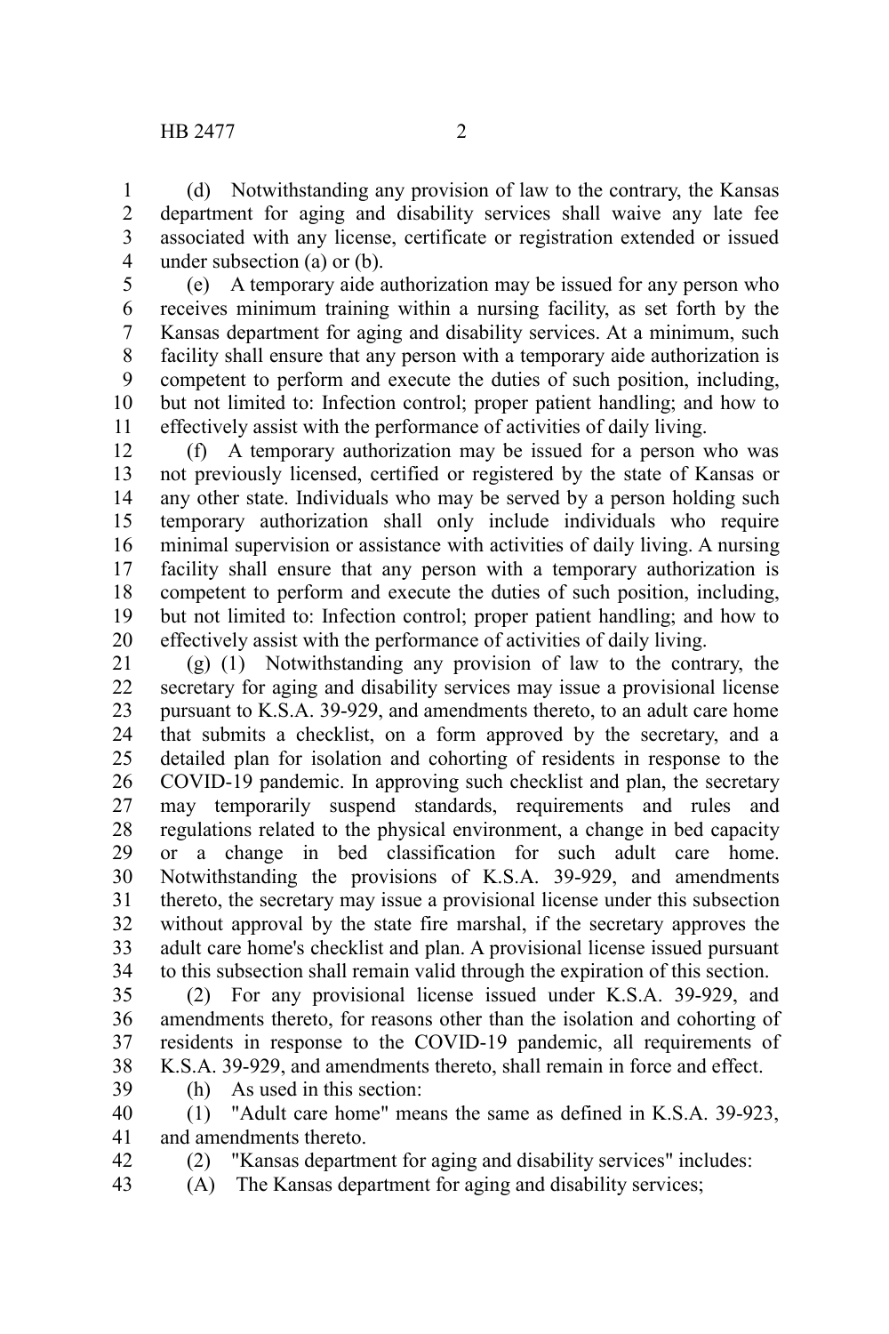(d) Notwithstanding any provision of law to the contrary, the Kansas department for aging and disability services shall waive any late fee associated with any license, certificate or registration extended or issued under subsection (a) or (b).

(e) A temporary aide authorization may be issued for any person who receives minimum training within a nursing facility, as set forth by the Kansas department for aging and disability services. At a minimum, such facility shall ensure that any person with a temporary aide authorization is competent to perform and execute the duties of such position, including, but not limited to: Infection control; proper patient handling; and how to effectively assist with the performance of activities of daily living.

(f) A temporary authorization may be issued for a person who was not previously licensed, certified or registered by the state of Kansas or any other state. Individuals who may be served by a person holding such temporary authorization shall only include individuals who require minimal supervision or assistance with activities of daily living. A nursing facility shall ensure that any person with a temporary authorization is competent to perform and execute the duties of such position, including, but not limited to: Infection control; proper patient handling; and how to effectively assist with the performance of activities of daily living.

(g) (1) Notwithstanding any provision of law to the contrary, the secretary for aging and disability services may issue a provisional license pursuant to K.S.A. 39-929, and amendments thereto, to an adult care home that submits a checklist, on a form approved by the secretary, and a detailed plan for isolation and cohorting of residents in response to the COVID-19 pandemic. In approving such checklist and plan, the secretary may temporarily suspend standards, requirements and rules and regulations related to the physical environment, a change in bed capacity or a change in bed classification for such adult care home. Notwithstanding the provisions of K.S.A. 39-929, and amendments thereto, the secretary may issue a provisional license under this subsection without approval by the state fire marshal, if the secretary approves the adult care home's checklist and plan. A provisional license issued pursuant to this subsection shall remain valid through the expiration of this section.

(2) For any provisional license issued under K.S.A. 39-929, and amendments thereto, for reasons other than the isolation and cohorting of residents in response to the COVID-19 pandemic, all requirements of K.S.A. 39-929, and amendments thereto, shall remain in force and effect.

(h) As used in this section:

(1) "Adult care home" means the same as defined in K.S.A. 39-923, and amendments thereto.

(2) "Kansas department for aging and disability services" includes:

(A) The Kansas department for aging and disability services;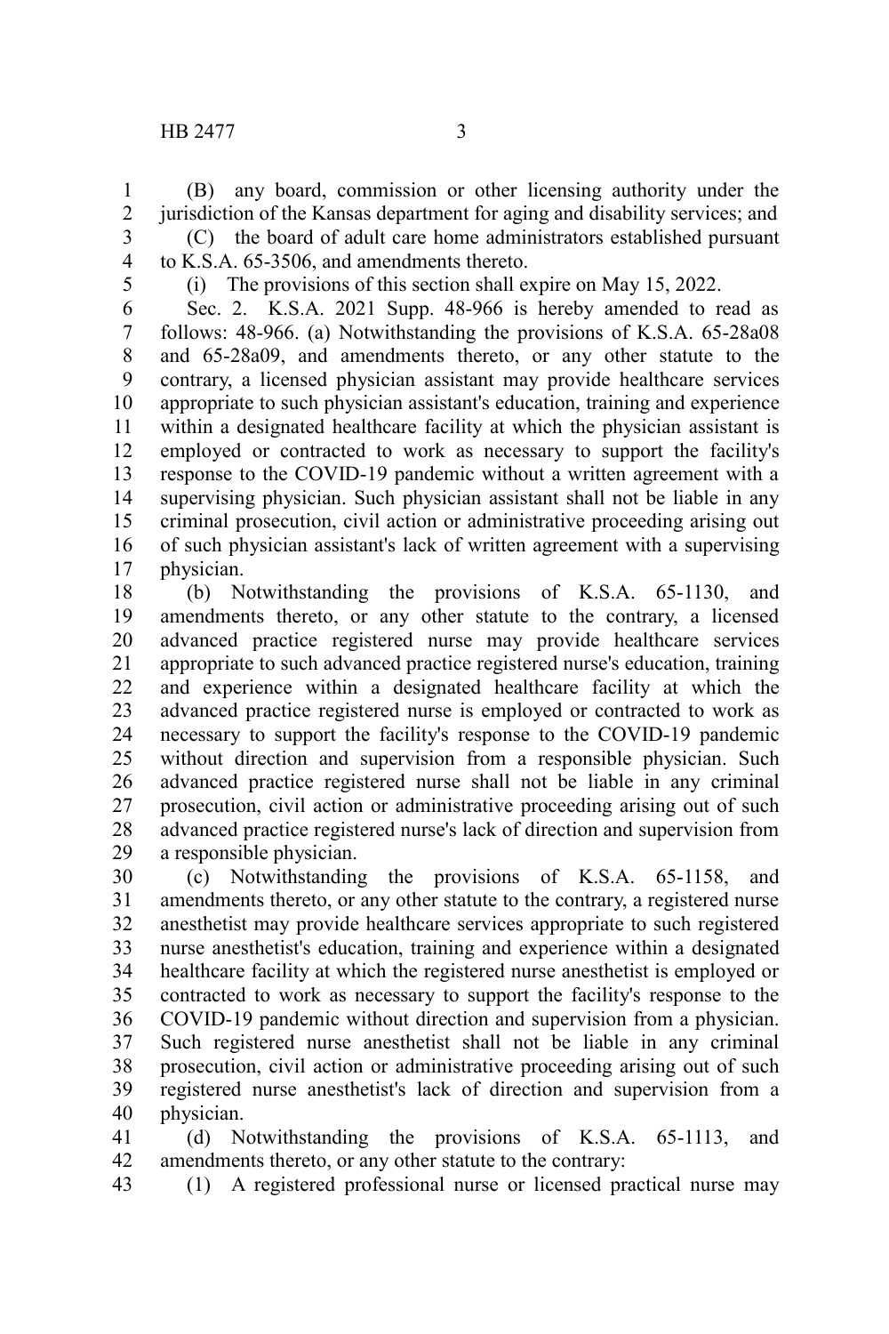(B) any board, commission or other licensing authority under the jurisdiction of the Kansas department for aging and disability services; and

(C) the board of adult care home administrators established pursuant to K.S.A. 65-3506, and amendments thereto.

(i) The provisions of this section shall expire on May 15, 2022.

Sec. 2. K.S.A. 2021 Supp. 48-966 is hereby amended to read as follows: 48-966. (a) Notwithstanding the provisions of K.S.A. 65-28a08 and 65-28a09, and amendments thereto, or any other statute to the contrary, a licensed physician assistant may provide healthcare services appropriate to such physician assistant's education, training and experience within a designated healthcare facility at which the physician assistant is employed or contracted to work as necessary to support the facility's response to the COVID-19 pandemic without a written agreement with a supervising physician. Such physician assistant shall not be liable in any criminal prosecution, civil action or administrative proceeding arising out of such physician assistant's lack of written agreement with a supervising physician.

(b) Notwithstanding the provisions of K.S.A. 65-1130, and amendments thereto, or any other statute to the contrary, a licensed advanced practice registered nurse may provide healthcare services appropriate to such advanced practice registered nurse's education, training and experience within a designated healthcare facility at which the advanced practice registered nurse is employed or contracted to work as necessary to support the facility's response to the COVID-19 pandemic without direction and supervision from a responsible physician. Such advanced practice registered nurse shall not be liable in any criminal prosecution, civil action or administrative proceeding arising out of such advanced practice registered nurse's lack of direction and supervision from a responsible physician.

(c) Notwithstanding the provisions of K.S.A. 65-1158, and amendments thereto, or any other statute to the contrary, a registered nurse anesthetist may provide healthcare services appropriate to such registered nurse anesthetist's education, training and experience within a designated healthcare facility at which the registered nurse anesthetist is employed or contracted to work as necessary to support the facility's response to the COVID-19 pandemic without direction and supervision from a physician. Such registered nurse anesthetist shall not be liable in any criminal prosecution, civil action or administrative proceeding arising out of such registered nurse anesthetist's lack of direction and supervision from a physician.

(d) Notwithstanding the provisions of K.S.A. 65-1113, and amendments thereto, or any other statute to the contrary:

(1) A registered professional nurse or licensed practical nurse may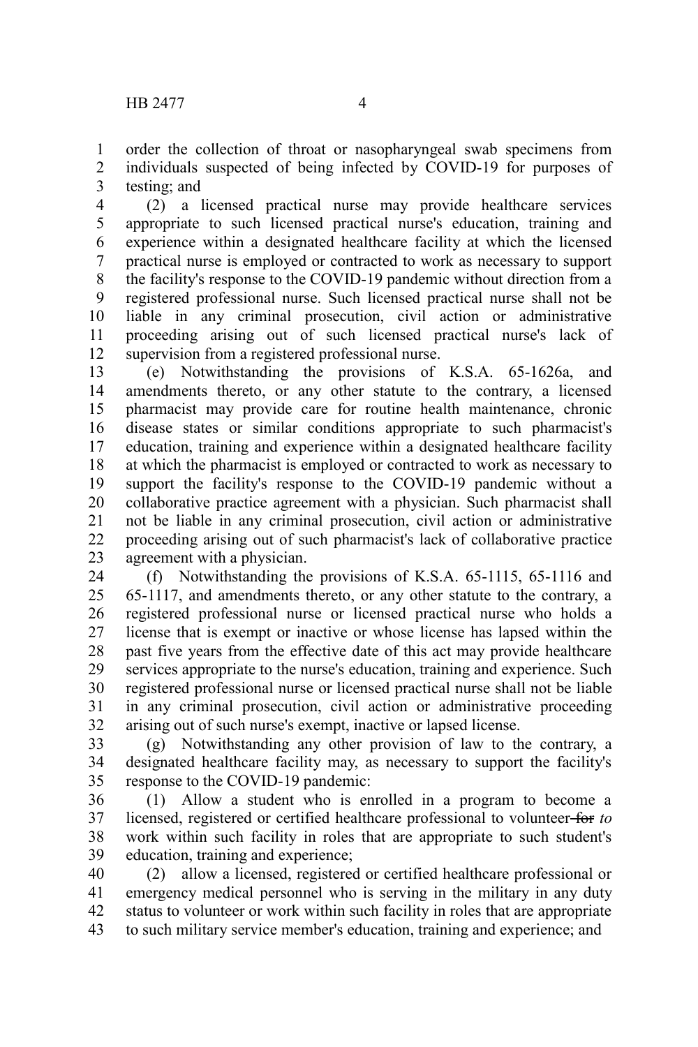order the collection of throat or nasopharyngeal swab specimens from individuals suspected of being infected by COVID-19 for purposes of testing; and

(2) a licensed practical nurse may provide healthcare services appropriate to such licensed practical nurse's education, training and experience within a designated healthcare facility at which the licensed practical nurse is employed or contracted to work as necessary to support the facility's response to the COVID-19 pandemic without direction from a registered professional nurse. Such licensed practical nurse shall not be liable in any criminal prosecution, civil action or administrative proceeding arising out of such licensed practical nurse's lack of supervision from a registered professional nurse.

(e) Notwithstanding the provisions of K.S.A. 65-1626a, and amendments thereto, or any other statute to the contrary, a licensed pharmacist may provide care for routine health maintenance, chronic disease states or similar conditions appropriate to such pharmacist's education, training and experience within a designated healthcare facility at which the pharmacist is employed or contracted to work as necessary to support the facility's response to the COVID-19 pandemic without a collaborative practice agreement with a physician. Such pharmacist shall not be liable in any criminal prosecution, civil action or administrative proceeding arising out of such pharmacist's lack of collaborative practice agreement with a physician.

(f) Notwithstanding the provisions of K.S.A. 65-1115, 65-1116 and 65-1117, and amendments thereto, or any other statute to the contrary, a registered professional nurse or licensed practical nurse who holds a license that is exempt or inactive or whose license has lapsed within the past five years from the effective date of this act may provide healthcare services appropriate to the nurse's education, training and experience. Such registered professional nurse or licensed practical nurse shall not be liable in any criminal prosecution, civil action or administrative proceeding arising out of such nurse's exempt, inactive or lapsed license.

(g) Notwithstanding any other provision of law to the contrary, a designated healthcare facility may, as necessary to support the facility's response to the COVID-19 pandemic:

(1) Allow a student who is enrolled in a program to become a licensed, registered or certified healthcare professional to volunteer ~~for~~ *to* work within such facility in roles that are appropriate to such student's education, training and experience;

(2) allow a licensed, registered or certified healthcare professional or emergency medical personnel who is serving in the military in any duty status to volunteer or work within such facility in roles that are appropriate to such military service member's education, training and experience; and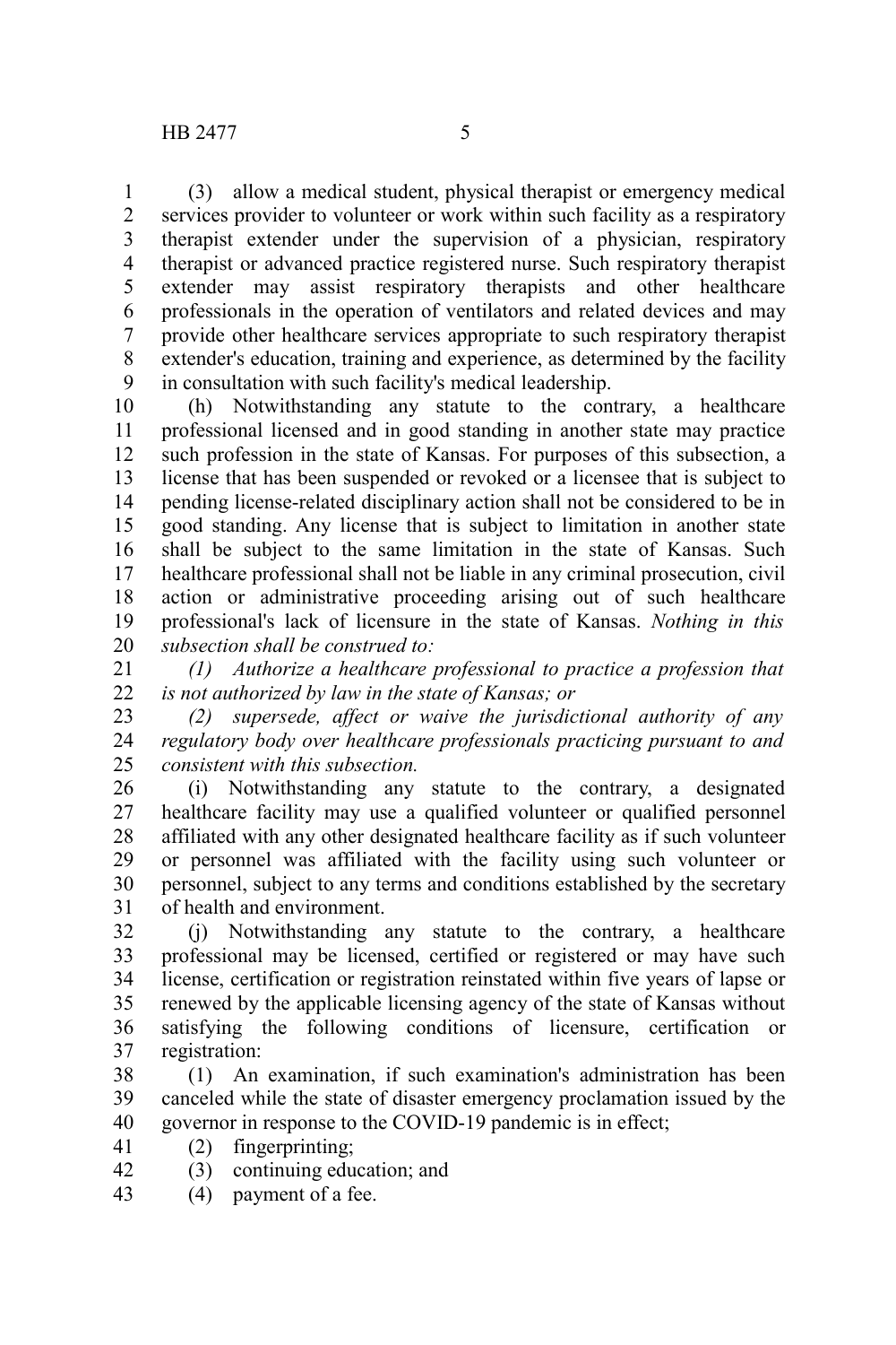(3) allow a medical student, physical therapist or emergency medical services provider to volunteer or work within such facility as a respiratory therapist extender under the supervision of a physician, respiratory therapist or advanced practice registered nurse. Such respiratory therapist extender may assist respiratory therapists and other healthcare professionals in the operation of ventilators and related devices and may provide other healthcare services appropriate to such respiratory therapist extender's education, training and experience, as determined by the facility in consultation with such facility's medical leadership.

(h) Notwithstanding any statute to the contrary, a healthcare professional licensed and in good standing in another state may practice such profession in the state of Kansas. For purposes of this subsection, a license that has been suspended or revoked or a licensee that is subject to pending license-related disciplinary action shall not be considered to be in good standing. Any license that is subject to limitation in another state shall be subject to the same limitation in the state of Kansas. Such healthcare professional shall not be liable in any criminal prosecution, civil action or administrative proceeding arising out of such healthcare professional's lack of licensure in the state of Kansas. *Nothing in this subsection shall be construed to:*

*(1) Authorize a healthcare professional to practice a profession that is not authorized by law in the state of Kansas; or*

*(2) supersede, affect or waive the jurisdictional authority of any regulatory body over healthcare professionals practicing pursuant to and consistent with this subsection.*

(i) Notwithstanding any statute to the contrary, a designated healthcare facility may use a qualified volunteer or qualified personnel affiliated with any other designated healthcare facility as if such volunteer or personnel was affiliated with the facility using such volunteer or personnel, subject to any terms and conditions established by the secretary of health and environment.

(j) Notwithstanding any statute to the contrary, a healthcare professional may be licensed, certified or registered or may have such license, certification or registration reinstated within five years of lapse or renewed by the applicable licensing agency of the state of Kansas without satisfying the following conditions of licensure, certification or registration:

(1) An examination, if such examination's administration has been canceled while the state of disaster emergency proclamation issued by the governor in response to the COVID-19 pandemic is in effect;

(2) fingerprinting;

(3) continuing education; and

(4) payment of a fee.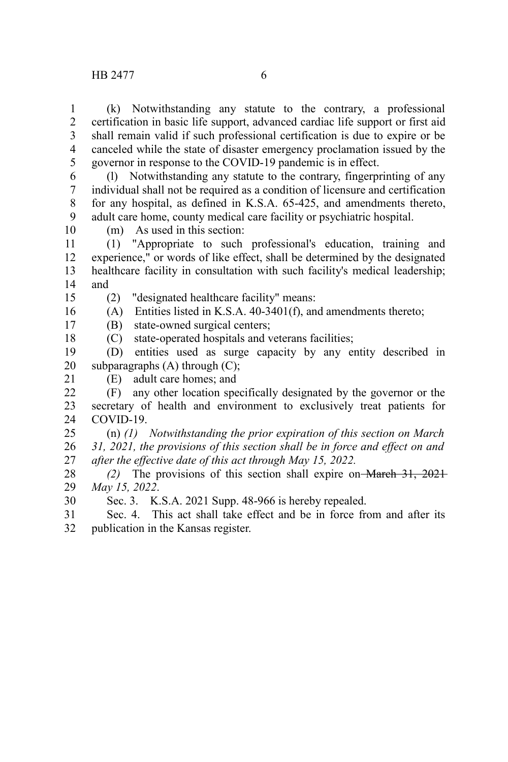(k) Notwithstanding any statute to the contrary, a professional certification in basic life support, advanced cardiac life support or first aid shall remain valid if such professional certification is due to expire or be canceled while the state of disaster emergency proclamation issued by the governor in response to the COVID-19 pandemic is in effect.

(l) Notwithstanding any statute to the contrary, fingerprinting of any individual shall not be required as a condition of licensure and certification for any hospital, as defined in K.S.A. 65-425, and amendments thereto, adult care home, county medical care facility or psychiatric hospital.

(m) As used in this section:

(1) "Appropriate to such professional's education, training and experience," or words of like effect, shall be determined by the designated healthcare facility in consultation with such facility's medical leadership; and

(2) "designated healthcare facility" means:

(A) Entities listed in K.S.A. 40-3401(f), and amendments thereto;

(B) state-owned surgical centers;

(C) state-operated hospitals and veterans facilities;

(D) entities used as surge capacity by any entity described in subparagraphs (A) through (C);

(E) adult care homes; and

(F) any other location specifically designated by the governor or the secretary of health and environment to exclusively treat patients for COVID-19.

(n) *(1) Notwithstanding the prior expiration of this section on March 31, 2021, the provisions of this section shall be in force and effect on and after the effective date of this act through May 15, 2022.*

*(2)* The provisions of this section shall expire on ~~March 31, 2021~~ *May 15, 2022*.

Sec. 3. K.S.A. 2021 Supp. 48-966 is hereby repealed.

Sec. 4. This act shall take effect and be in force from and after its publication in the Kansas register.